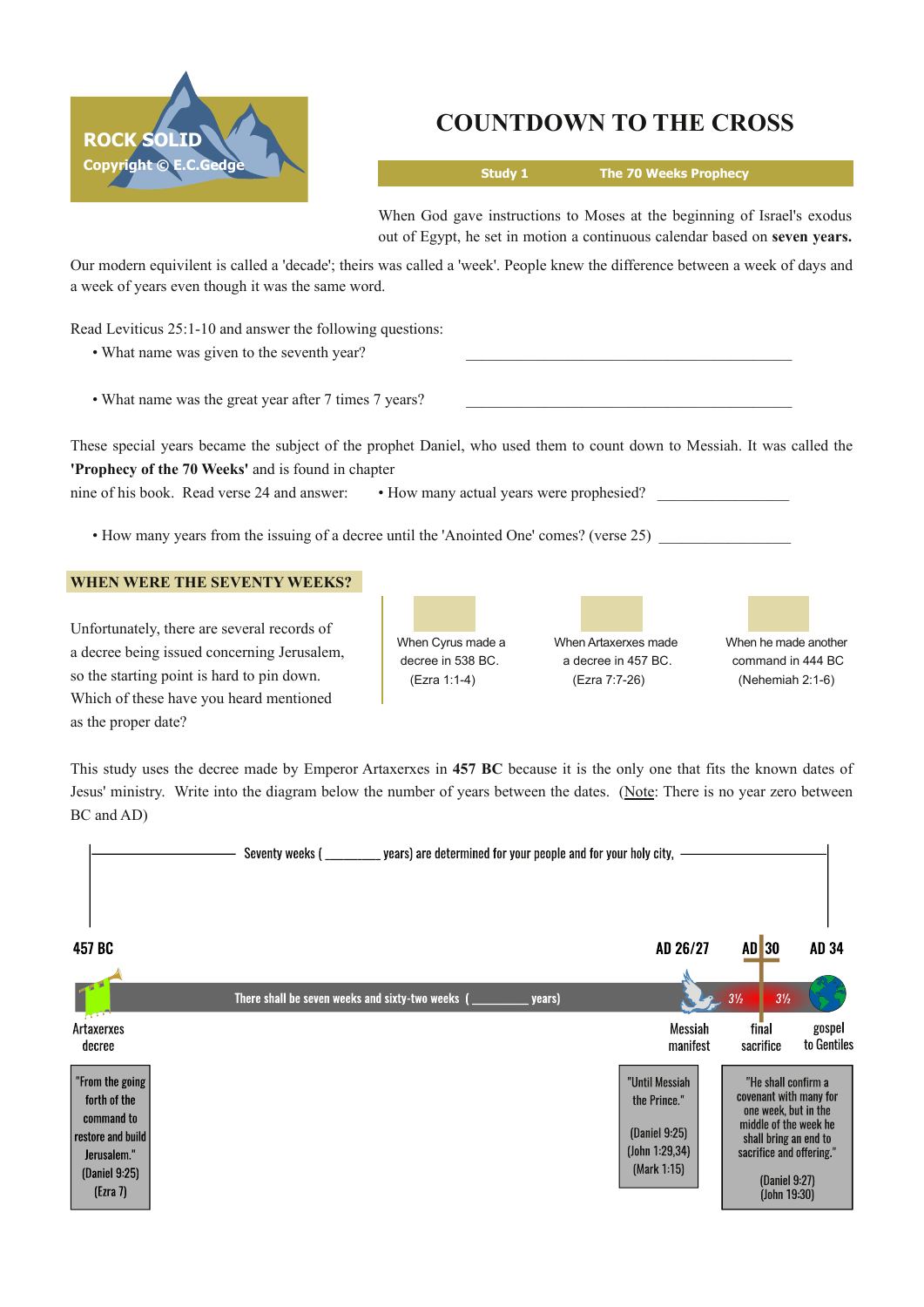ROCK SOLID
Copyright © E.C.Gedge

# COUNTDOWN TO THE CROSS

**Study 1** — **The 70 Weeks Prophecy**

When God gave instructions to Moses at the beginning of Israel's exodus out of Egypt, he set in motion a continuous calendar based on **seven years.** Our modern equivilent is called a 'decade'; theirs was called a 'week'. People knew the difference between a week of days and a week of years even though it was the same word.

Read Leviticus 25:1-10 and answer the following questions:

- What name was given to the seventh year? ______________________________
- What name was the great year after 7 times 7 years? ______________________________

These special years became the subject of the prophet Daniel, who used them to count down to Messiah. It was called the **'Prophecy of the 70 Weeks'** and is found in chapter nine of his book. Read verse 24 and answer:

- How many actual years were prophesied? ______________
- How many years from the issuing of a decree until the 'Anointed One' comes? (verse 25) ______________

## WHEN WERE THE SEVENTY WEEKS?

Unfortunately, there are several records of a decree being issued concerning Jerusalem, so the starting point is hard to pin down. Which of these have you heard mentioned as the proper date?

- ☐ When Cyrus made a decree in 538 BC. (Ezra 1:1-4)
- ☐ When Artaxerxes made a decree in 457 BC. (Ezra 7:7-26)
- ☐ When he made another command in 444 BC (Nehemiah 2:1-6)

This study uses the decree made by Emperor Artaxerxes in **457 BC** because it is the only one that fits the known dates of Jesus' ministry. Write into the diagram below the number of years between the dates. (Note: There is no year zero between BC and AD)

Seventy weeks ( ________ years) are determined for your people and for your holy city,

457 BC — AD 26/27 — AD 30 — AD 34

There shall be seven weeks and sixty-two weeks ( ________ years) — 3½ — 3½

Artaxerxes decree — Messiah manifest — final sacrifice — gospel to Gentiles

"From the going forth of the command to restore and build Jerusalem." (Daniel 9:25) (Ezra 7)

"Until Messiah the Prince." (Daniel 9:25) (John 1:29,34) (Mark 1:15)

"He shall confirm a covenant with many for one week, but in the middle of the week he shall bring an end to sacrifice and offering." (Daniel 9:27) (John 19:30)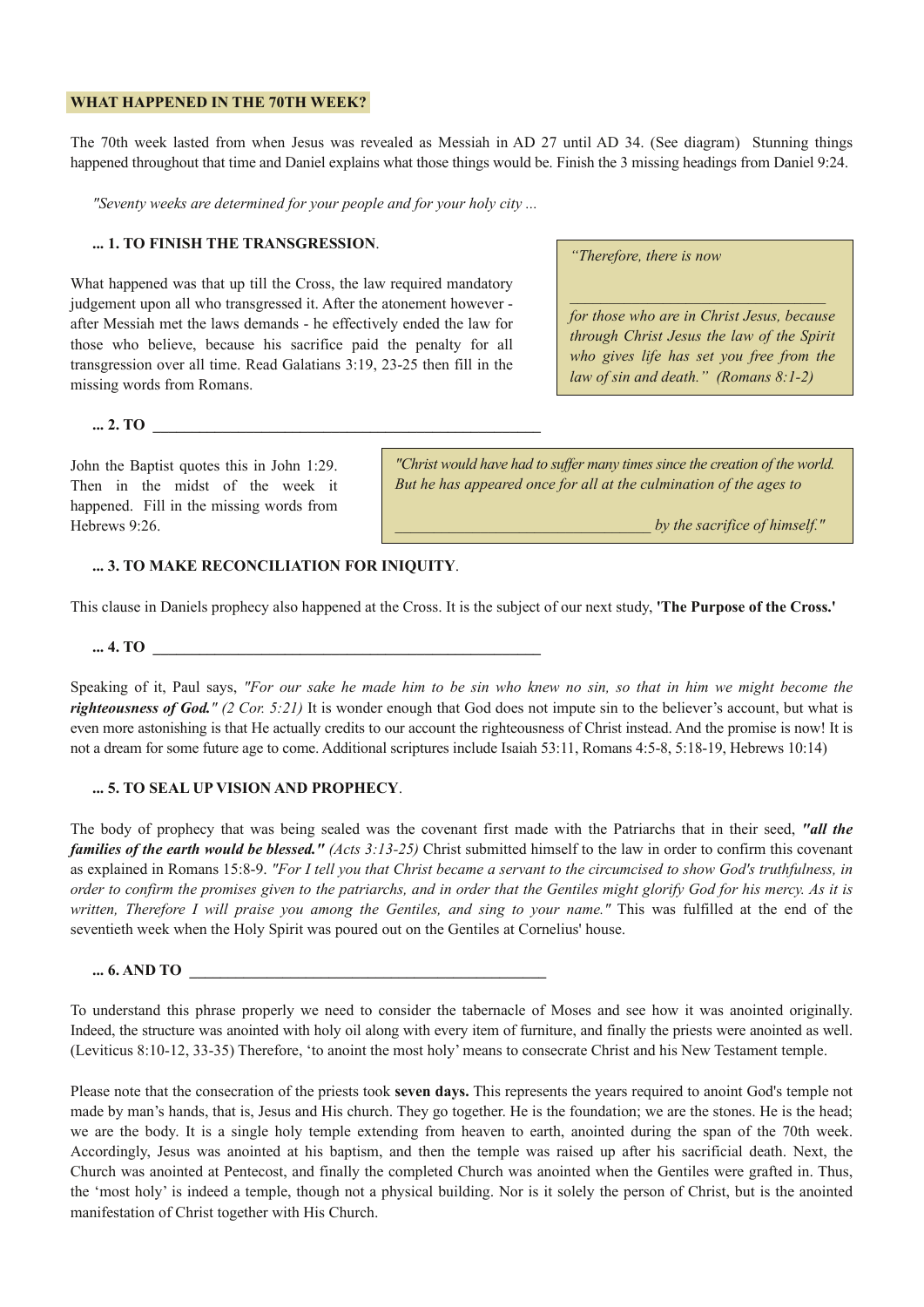## WHAT HAPPENED IN THE 70TH WEEK?

The 70th week lasted from when Jesus was revealed as Messiah in AD 27 until AD 34. (See diagram) Stunning things happened throughout that time and Daniel explains what those things would be. Finish the 3 missing headings from Daniel 9:24.

*"Seventy weeks are determined for your people and for your holy city ...*

**... 1. TO FINISH THE TRANSGRESSION**.

What happened was that up till the Cross, the law required mandatory judgement upon all who transgressed it. After the atonement however - after Messiah met the laws demands - he effectively ended the law for those who believe, because his sacrifice paid the penalty for all transgression over all time. Read Galatians 3:19, 23-25 then fill in the missing words from Romans.

> *"Therefore, there is now*
>
> ________________________________
>
> *for those who are in Christ Jesus, because through Christ Jesus the law of the Spirit who gives life has set you free from the law of sin and death." (Romans 8:1-2)*

**... 2. TO ____________________________________________________**

John the Baptist quotes this in John 1:29. Then in the midst of the week it happened. Fill in the missing words from Hebrews 9:26.

> *"Christ would have had to suffer many times since the creation of the world. But he has appeared once for all at the culmination of the ages to*
>
> _________________________________ *by the sacrifice of himself."*

**... 3. TO MAKE RECONCILIATION FOR INIQUITY**.

This clause in Daniels prophecy also happened at the Cross. It is the subject of our next study, **'The Purpose of the Cross.'**

**... 4. TO ____________________________________________________**

Speaking of it, Paul says, *"For our sake he made him to be sin who knew no sin, so that in him we might become the* ***righteousness of God."*** *(2 Cor. 5:21)* It is wonder enough that God does not impute sin to the believer's account, but what is even more astonishing is that He actually credits to our account the righteousness of Christ instead. And the promise is now! It is not a dream for some future age to come. Additional scriptures include Isaiah 53:11, Romans 4:5-8, 5:18-19, Hebrews 10:14)

**... 5. TO SEAL UP VISION AND PROPHECY**.

The body of prophecy that was being sealed was the covenant first made with the Patriarchs that in their seed, ***"all the families of the earth would be blessed."*** *(Acts 3:13-25)* Christ submitted himself to the law in order to confirm this covenant as explained in Romans 15:8-9. *"For I tell you that Christ became a servant to the circumcised to show God's truthfulness, in order to confirm the promises given to the patriarchs, and in order that the Gentiles might glorify God for his mercy. As it is written, Therefore I will praise you among the Gentiles, and sing to your name."* This was fulfilled at the end of the seventieth week when the Holy Spirit was poured out on the Gentiles at Cornelius' house.

**... 6. AND TO _______________________________________________**

To understand this phrase properly we need to consider the tabernacle of Moses and see how it was anointed originally. Indeed, the structure was anointed with holy oil along with every item of furniture, and finally the priests were anointed as well. (Leviticus 8:10-12, 33-35) Therefore, 'to anoint the most holy' means to consecrate Christ and his New Testament temple.

Please note that the consecration of the priests took **seven days.** This represents the years required to anoint God's temple not made by man's hands, that is, Jesus and His church. They go together. He is the foundation; we are the stones. He is the head; we are the body. It is a single holy temple extending from heaven to earth, anointed during the span of the 70th week. Accordingly, Jesus was anointed at his baptism, and then the temple was raised up after his sacrificial death. Next, the Church was anointed at Pentecost, and finally the completed Church was anointed when the Gentiles were grafted in. Thus, the 'most holy' is indeed a temple, though not a physical building. Nor is it solely the person of Christ, but is the anointed manifestation of Christ together with His Church.